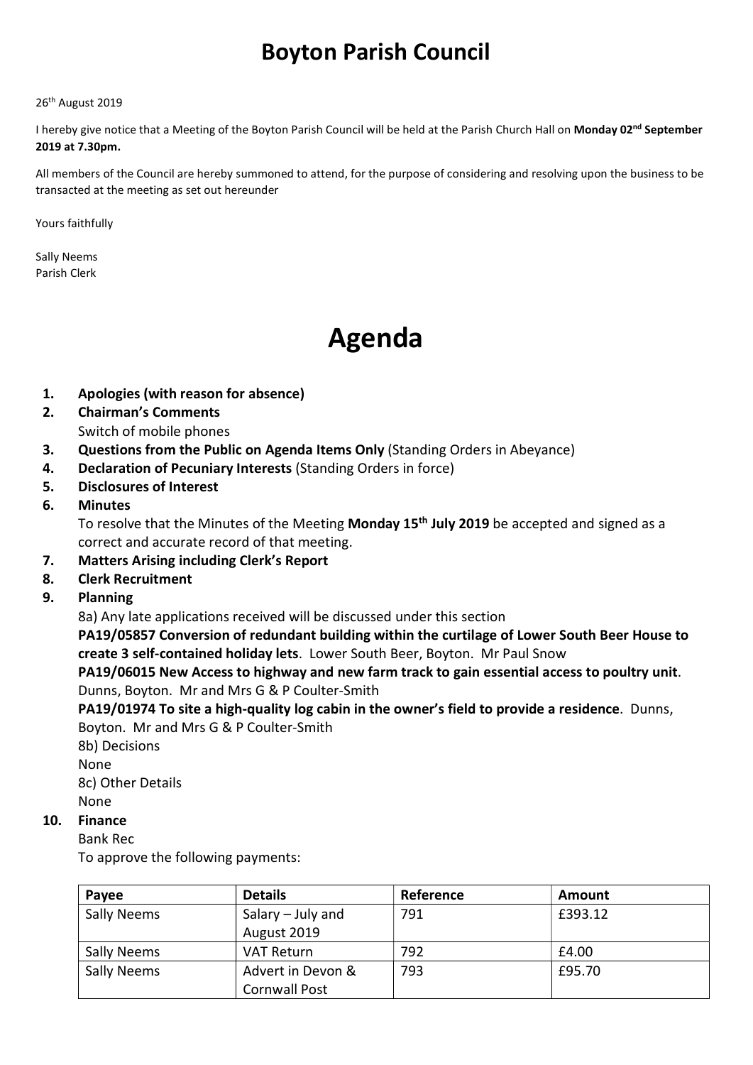# Boyton Parish Council

26th August 2019

I hereby give notice that a Meeting of the Boyton Parish Council will be held at the Parish Church Hall on **Monday 02nd September 2019 at 7.30pm.**

All members of the Council are hereby summoned to attend, for the purpose of considering and resolving upon the business to be transacted at the meeting as set out hereunder

Yours faithfully

Sally Neems
Parish Clerk

# Agenda

1. **Apologies (with reason for absence)**
2. **Chairman's Comments**
   Switch of mobile phones
3. **Questions from the Public on Agenda Items Only** (Standing Orders in Abeyance)
4. **Declaration of Pecuniary Interests** (Standing Orders in force)
5. **Disclosures of Interest**
6. **Minutes**
   To resolve that the Minutes of the Meeting **Monday 15th July 2019** be accepted and signed as a correct and accurate record of that meeting.
7. **Matters Arising including Clerk's Report**
8. **Clerk Recruitment**
9. **Planning**
   8a) Any late applications received will be discussed under this section
   **PA19/05857 Conversion of redundant building within the curtilage of Lower South Beer House to create 3 self-contained holiday lets**. Lower South Beer, Boyton. Mr Paul Snow
   **PA19/06015 New Access to highway and new farm track to gain essential access to poultry unit**. Dunns, Boyton. Mr and Mrs G & P Coulter-Smith
   **PA19/01974 To site a high-quality log cabin in the owner's field to provide a residence**. Dunns, Boyton. Mr and Mrs G & P Coulter-Smith
   8b) Decisions
   None
   8c) Other Details
   None
10. **Finance**
    Bank Rec
    To approve the following payments:

| Payee | Details | Reference | Amount |
|---|---|---|---|
| Sally Neems | Salary – July and August 2019 | 791 | £393.12 |
| Sally Neems | VAT Return | 792 | £4.00 |
| Sally Neems | Advert in Devon & Cornwall Post | 793 | £95.70 |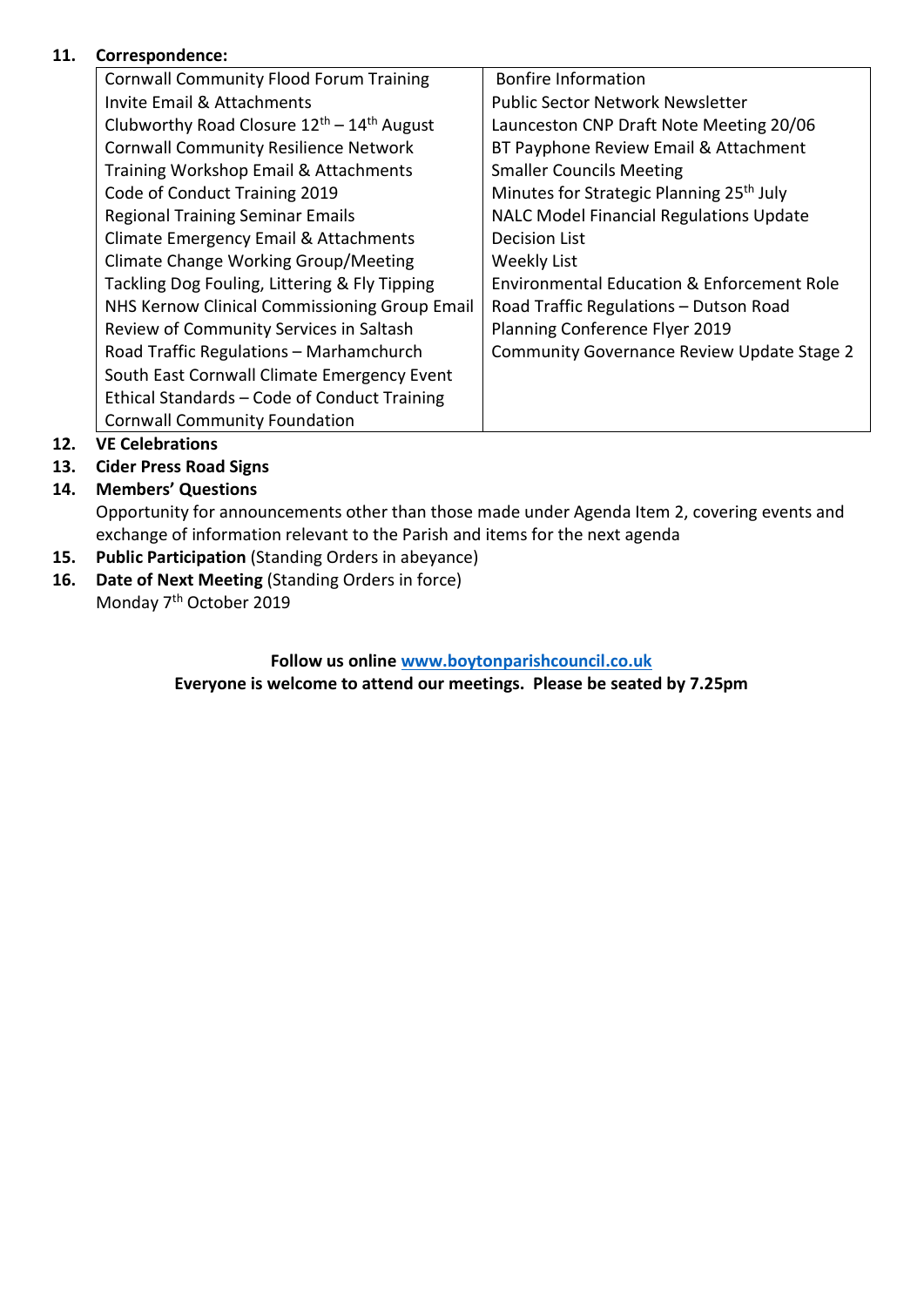**11. Correspondence:**

| | |
|---|---|
| Cornwall Community Flood Forum Training Invite Email & Attachments | Bonfire Information |
| Clubworthy Road Closure 12th – 14th August | Public Sector Network Newsletter |
| Cornwall Community Resilience Network Training Workshop Email & Attachments | Launceston CNP Draft Note Meeting 20/06 |
| Code of Conduct Training 2019 | BT Payphone Review Email & Attachment |
| Regional Training Seminar Emails | Smaller Councils Meeting |
| Climate Emergency Email & Attachments | Minutes for Strategic Planning 25th July |
| Climate Change Working Group/Meeting | NALC Model Financial Regulations Update |
| Tackling Dog Fouling, Littering & Fly Tipping | Decision List |
| NHS Kernow Clinical Commissioning Group Email | Weekly List |
| Review of Community Services in Saltash | Environmental Education & Enforcement Role |
| Road Traffic Regulations – Marhamchurch | Road Traffic Regulations – Dutson Road |
| South East Cornwall Climate Emergency Event | Planning Conference Flyer 2019 |
| Ethical Standards – Code of Conduct Training | Community Governance Review Update Stage 2 |
| Cornwall Community Foundation | |

**12. VE Celebrations**

**13. Cider Press Road Signs**

**14. Members' Questions**

Opportunity for announcements other than those made under Agenda Item 2, covering events and exchange of information relevant to the Parish and items for the next agenda

**15. Public Participation** (Standing Orders in abeyance)

**16. Date of Next Meeting** (Standing Orders in force)

Monday 7th October 2019

**Follow us online [www.boytonparishcouncil.co.uk](www.boytonparishcouncil.co.uk)**

**Everyone is welcome to attend our meetings. Please be seated by 7.25pm**